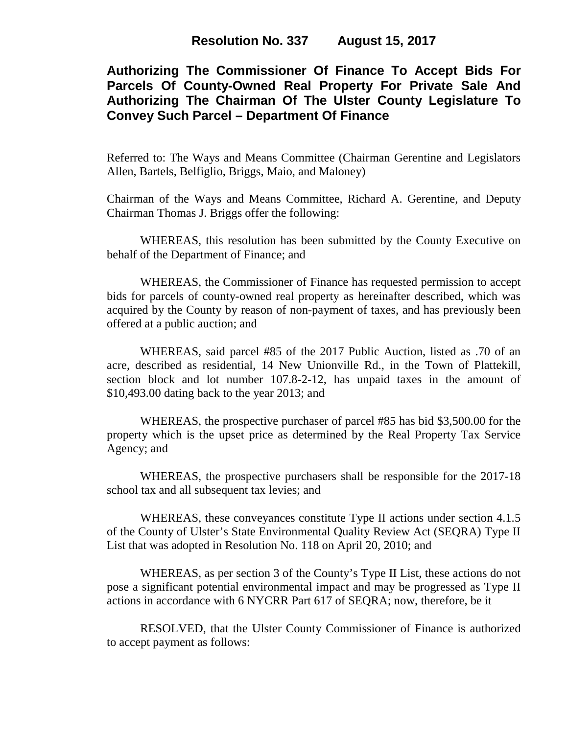# Resolution No. 337 August 15, 2017

## Authorizing The Commissioner Of Finance To Accept Bids For Parcels Of County-Owned Real Property For Private Sale And Authorizing The Chairman Of The Ulster County Legislature To Convey Such Parcel – Department Of Finance

Referred to: The Ways and Means Committee (Chairman Gerentine and Legislators Allen, Bartels, Belfiglio, Briggs, Maio, and Maloney)

Chairman of the Ways and Means Committee, Richard A. Gerentine, and Deputy Chairman Thomas J. Briggs offer the following:

WHEREAS, this resolution has been submitted by the County Executive on behalf of the Department of Finance; and

WHEREAS, the Commissioner of Finance has requested permission to accept bids for parcels of county-owned real property as hereinafter described, which was acquired by the County by reason of non-payment of taxes, and has previously been offered at a public auction; and

WHEREAS, said parcel #85 of the 2017 Public Auction, listed as .70 of an acre, described as residential, 14 New Unionville Rd., in the Town of Plattekill, section block and lot number 107.8-2-12, has unpaid taxes in the amount of $10,493.00 dating back to the year 2013; and

WHEREAS, the prospective purchaser of parcel #85 has bid $3,500.00 for the property which is the upset price as determined by the Real Property Tax Service Agency; and

WHEREAS, the prospective purchasers shall be responsible for the 2017-18 school tax and all subsequent tax levies; and

WHEREAS, these conveyances constitute Type II actions under section 4.1.5 of the County of Ulster's State Environmental Quality Review Act (SEQRA) Type II List that was adopted in Resolution No. 118 on April 20, 2010; and

WHEREAS, as per section 3 of the County's Type II List, these actions do not pose a significant potential environmental impact and may be progressed as Type II actions in accordance with 6 NYCRR Part 617 of SEQRA; now, therefore, be it

RESOLVED, that the Ulster County Commissioner of Finance is authorized to accept payment as follows: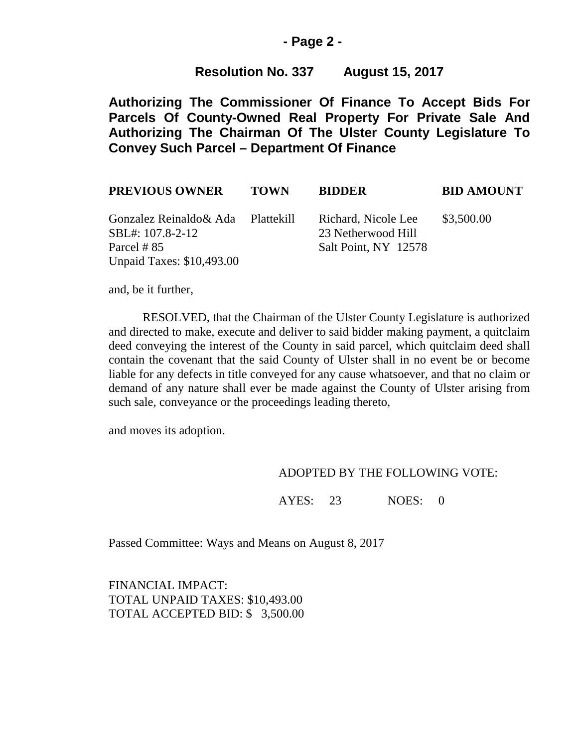**Resolution No. 337 August 15, 2017**

**Authorizing The Commissioner Of Finance To Accept Bids For Parcels Of County-Owned Real Property For Private Sale And Authorizing The Chairman Of The Ulster County Legislature To Convey Such Parcel – Department Of Finance**

| PREVIOUS OWNER | TOWN | BIDDER | BID AMOUNT |
|---|---|---|---|
| Gonzalez Reinaldo& Ada<br>SBL#: 107.8-2-12<br>Parcel # 85<br>Unpaid Taxes: $10,493.00 | Plattekill | Richard, Nicole Lee<br>23 Netherwood Hill<br>Salt Point, NY 12578 | $3,500.00 |

and, be it further,

RESOLVED, that the Chairman of the Ulster County Legislature is authorized and directed to make, execute and deliver to said bidder making payment, a quitclaim deed conveying the interest of the County in said parcel, which quitclaim deed shall contain the covenant that the said County of Ulster shall in no event be or become liable for any defects in title conveyed for any cause whatsoever, and that no claim or demand of any nature shall ever be made against the County of Ulster arising from such sale, conveyance or the proceedings leading thereto,

and moves its adoption.

ADOPTED BY THE FOLLOWING VOTE:

AYES: 23 NOES: 0

Passed Committee: Ways and Means on August 8, 2017

FINANCIAL IMPACT:
TOTAL UNPAID TAXES: $10,493.00
TOTAL ACCEPTED BID: $ 3,500.00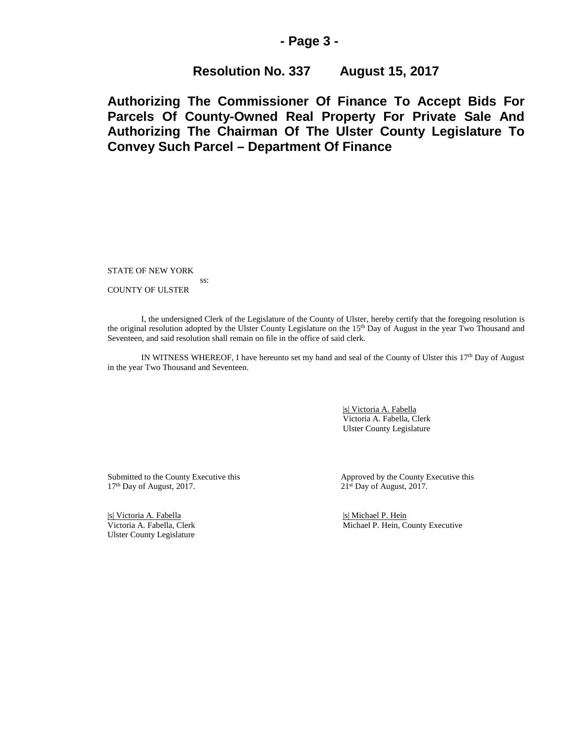**Resolution No. 337 August 15, 2017**

**Authorizing The Commissioner Of Finance To Accept Bids For Parcels Of County-Owned Real Property For Private Sale And Authorizing The Chairman Of The Ulster County Legislature To Convey Such Parcel – Department Of Finance**

STATE OF NEW YORK
ss:
COUNTY OF ULSTER

I, the undersigned Clerk of the Legislature of the County of Ulster, hereby certify that the foregoing resolution is the original resolution adopted by the Ulster County Legislature on the 15th Day of August in the year Two Thousand and Seventeen, and said resolution shall remain on file in the office of said clerk.

IN WITNESS WHEREOF, I have hereunto set my hand and seal of the County of Ulster this 17th Day of August in the year Two Thousand and Seventeen.

|s| Victoria A. Fabella
Victoria A. Fabella, Clerk
Ulster County Legislature

Submitted to the County Executive this 17th Day of August, 2017.

|s| Victoria A. Fabella
Victoria A. Fabella, Clerk
Ulster County Legislature

Approved by the County Executive this 21st Day of August, 2017.

|s| Michael P. Hein
Michael P. Hein, County Executive